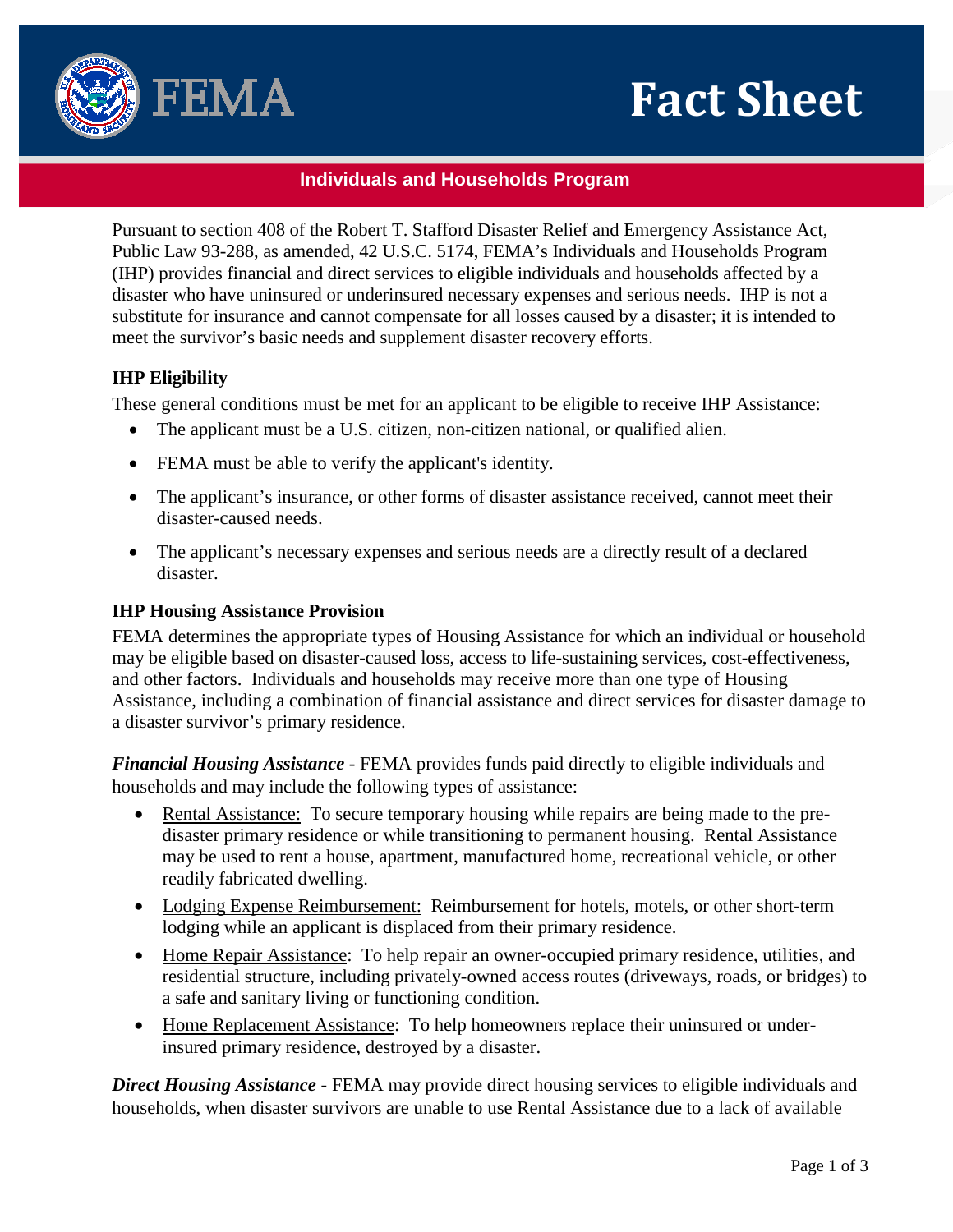# Fact Sheet

## Individuals and Households Program

Pursuant to section 408 of the Robert T. Stafford Disaster Relief and Emergency Assistance Act, Public Law 93-288, as amended, 42 U.S.C. 5174, FEMA's Individuals and Households Program (IHP) provides financial and direct services to eligible individuals and households affected by a disaster who have uninsured or underinsured necessary expenses and serious needs. IHP is not a substitute for insurance and cannot compensate for all losses caused by a disaster; it is intended to meet the survivor's basic needs and supplement disaster recovery efforts.

### IHP Eligibility

These general conditions must be met for an applicant to be eligible to receive IHP Assistance:

- The applicant must be a U.S. citizen, non-citizen national, or qualified alien.
- FEMA must be able to verify the applicant's identity.
- The applicant's insurance, or other forms of disaster assistance received, cannot meet their disaster-caused needs.
- The applicant's necessary expenses and serious needs are a directly result of a declared disaster.

### IHP Housing Assistance Provision

FEMA determines the appropriate types of Housing Assistance for which an individual or household may be eligible based on disaster-caused loss, access to life-sustaining services, cost-effectiveness, and other factors. Individuals and households may receive more than one type of Housing Assistance, including a combination of financial assistance and direct services for disaster damage to a disaster survivor's primary residence.

***Financial Housing Assistance*** - FEMA provides funds paid directly to eligible individuals and households and may include the following types of assistance:

- Rental Assistance: To secure temporary housing while repairs are being made to the pre-disaster primary residence or while transitioning to permanent housing. Rental Assistance may be used to rent a house, apartment, manufactured home, recreational vehicle, or other readily fabricated dwelling.
- Lodging Expense Reimbursement: Reimbursement for hotels, motels, or other short-term lodging while an applicant is displaced from their primary residence.
- Home Repair Assistance: To help repair an owner-occupied primary residence, utilities, and residential structure, including privately-owned access routes (driveways, roads, or bridges) to a safe and sanitary living or functioning condition.
- Home Replacement Assistance: To help homeowners replace their uninsured or under-insured primary residence, destroyed by a disaster.

***Direct Housing Assistance*** - FEMA may provide direct housing services to eligible individuals and households, when disaster survivors are unable to use Rental Assistance due to a lack of available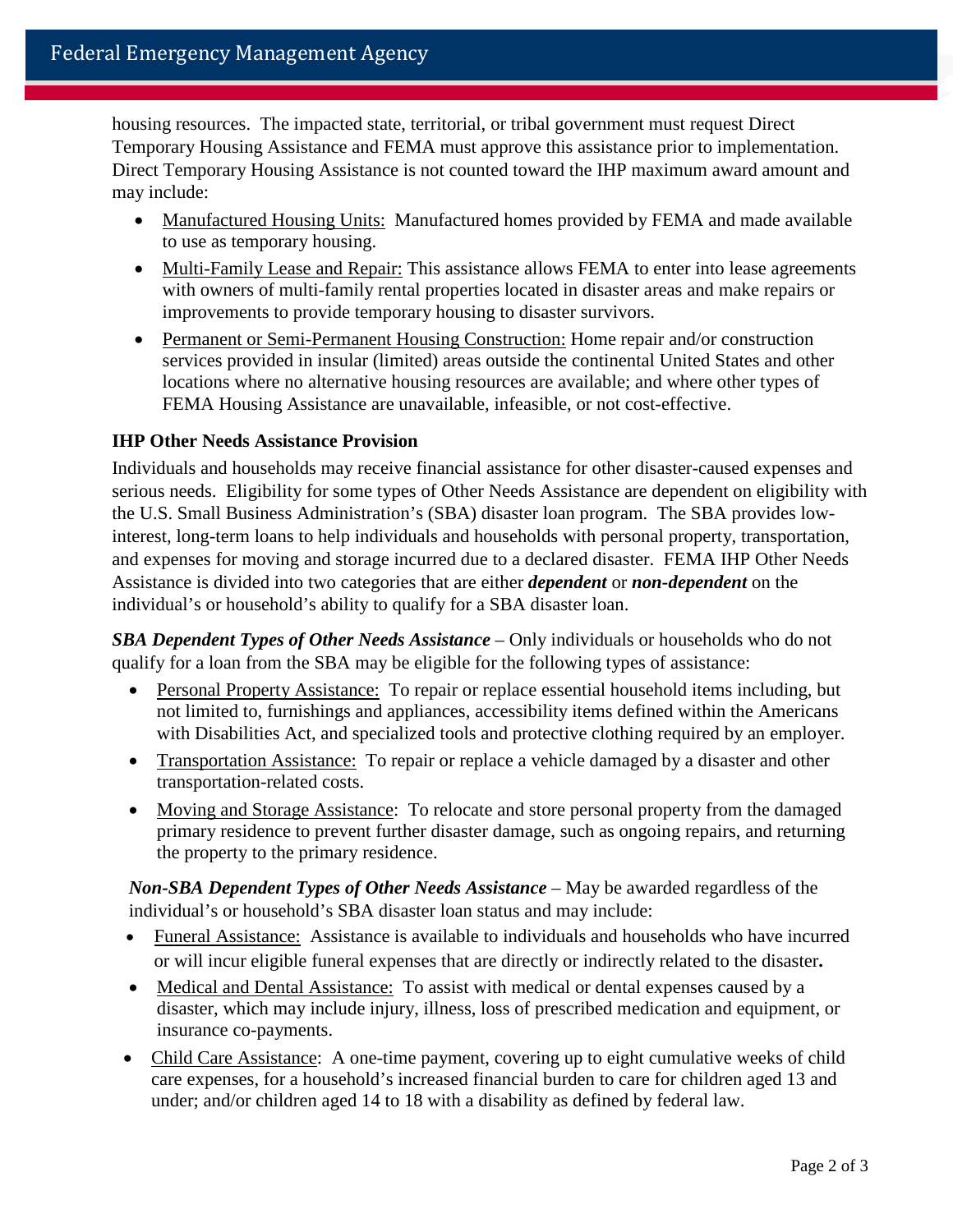housing resources. The impacted state, territorial, or tribal government must request Direct Temporary Housing Assistance and FEMA must approve this assistance prior to implementation. Direct Temporary Housing Assistance is not counted toward the IHP maximum award amount and may include:

- Manufactured Housing Units: Manufactured homes provided by FEMA and made available to use as temporary housing.
- Multi-Family Lease and Repair: This assistance allows FEMA to enter into lease agreements with owners of multi-family rental properties located in disaster areas and make repairs or improvements to provide temporary housing to disaster survivors.
- Permanent or Semi-Permanent Housing Construction: Home repair and/or construction services provided in insular (limited) areas outside the continental United States and other locations where no alternative housing resources are available; and where other types of FEMA Housing Assistance are unavailable, infeasible, or not cost-effective.

**IHP Other Needs Assistance Provision**

Individuals and households may receive financial assistance for other disaster-caused expenses and serious needs. Eligibility for some types of Other Needs Assistance are dependent on eligibility with the U.S. Small Business Administration's (SBA) disaster loan program. The SBA provides low-interest, long-term loans to help individuals and households with personal property, transportation, and expenses for moving and storage incurred due to a declared disaster. FEMA IHP Other Needs Assistance is divided into two categories that are either ***dependent*** or ***non-dependent*** on the individual's or household's ability to qualify for a SBA disaster loan.

***SBA Dependent Types of Other Needs Assistance*** – Only individuals or households who do not qualify for a loan from the SBA may be eligible for the following types of assistance:

- Personal Property Assistance: To repair or replace essential household items including, but not limited to, furnishings and appliances, accessibility items defined within the Americans with Disabilities Act, and specialized tools and protective clothing required by an employer.
- Transportation Assistance: To repair or replace a vehicle damaged by a disaster and other transportation-related costs.
- Moving and Storage Assistance: To relocate and store personal property from the damaged primary residence to prevent further disaster damage, such as ongoing repairs, and returning the property to the primary residence.

***Non-SBA Dependent Types of Other Needs Assistance*** – May be awarded regardless of the individual's or household's SBA disaster loan status and may include:

- Funeral Assistance: Assistance is available to individuals and households who have incurred or will incur eligible funeral expenses that are directly or indirectly related to the disaster.
- Medical and Dental Assistance: To assist with medical or dental expenses caused by a disaster, which may include injury, illness, loss of prescribed medication and equipment, or insurance co-payments.
- Child Care Assistance: A one-time payment, covering up to eight cumulative weeks of child care expenses, for a household's increased financial burden to care for children aged 13 and under; and/or children aged 14 to 18 with a disability as defined by federal law.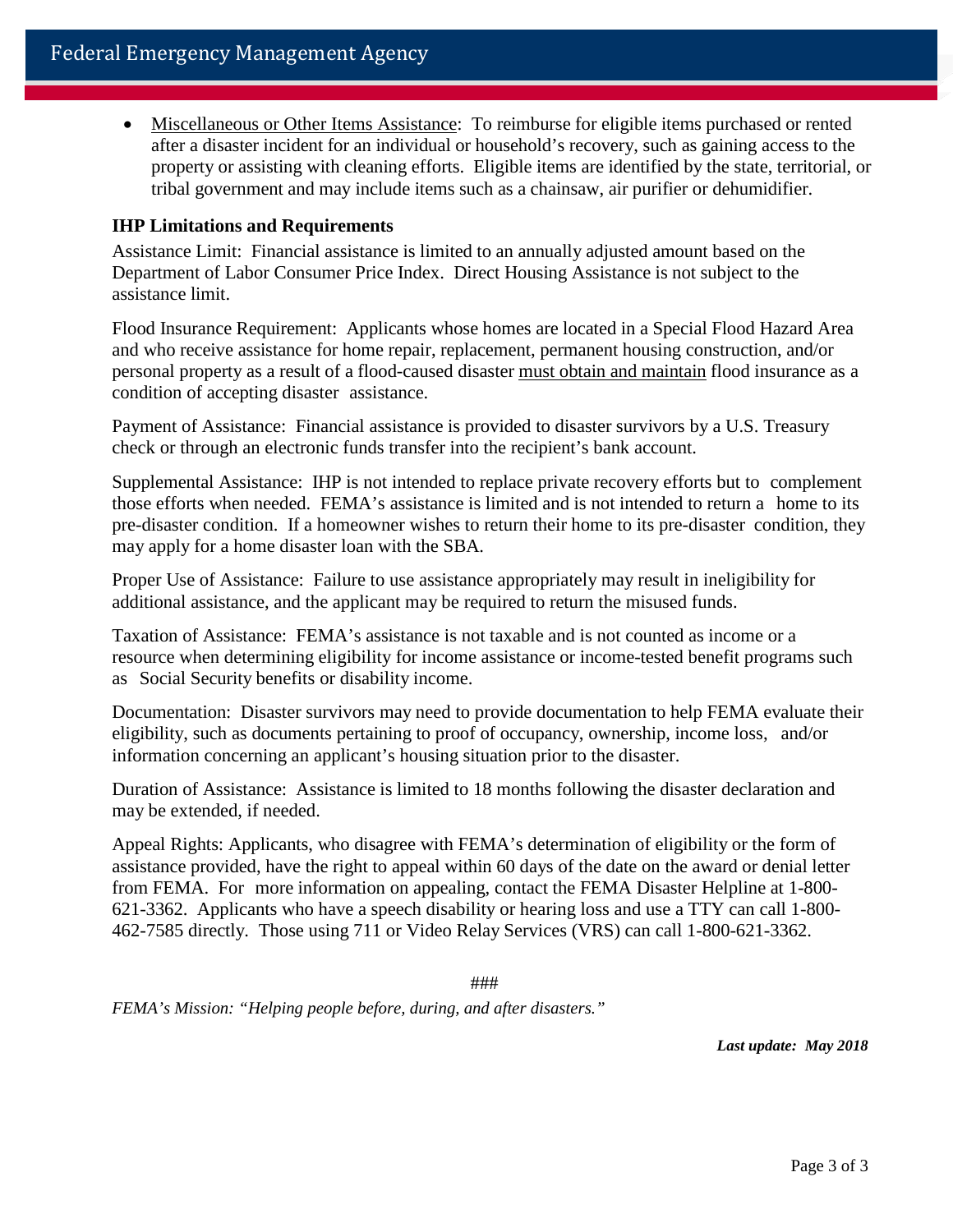- <u>Miscellaneous or Other Items Assistance</u>: To reimburse for eligible items purchased or rented after a disaster incident for an individual or household's recovery, such as gaining access to the property or assisting with cleaning efforts. Eligible items are identified by the state, territorial, or tribal government and may include items such as a chainsaw, air purifier or dehumidifier.

**IHP Limitations and Requirements**

Assistance Limit: Financial assistance is limited to an annually adjusted amount based on the Department of Labor Consumer Price Index. Direct Housing Assistance is not subject to the assistance limit.

Flood Insurance Requirement: Applicants whose homes are located in a Special Flood Hazard Area and who receive assistance for home repair, replacement, permanent housing construction, and/or personal property as a result of a flood-caused disaster <u>must obtain and maintain</u> flood insurance as a condition of accepting disaster assistance.

Payment of Assistance: Financial assistance is provided to disaster survivors by a U.S. Treasury check or through an electronic funds transfer into the recipient's bank account.

Supplemental Assistance: IHP is not intended to replace private recovery efforts but to complement those efforts when needed. FEMA's assistance is limited and is not intended to return a home to its pre-disaster condition. If a homeowner wishes to return their home to its pre-disaster condition, they may apply for a home disaster loan with the SBA.

Proper Use of Assistance: Failure to use assistance appropriately may result in ineligibility for additional assistance, and the applicant may be required to return the misused funds.

Taxation of Assistance: FEMA's assistance is not taxable and is not counted as income or a resource when determining eligibility for income assistance or income-tested benefit programs such as Social Security benefits or disability income.

Documentation: Disaster survivors may need to provide documentation to help FEMA evaluate their eligibility, such as documents pertaining to proof of occupancy, ownership, income loss, and/or information concerning an applicant's housing situation prior to the disaster.

Duration of Assistance: Assistance is limited to 18 months following the disaster declaration and may be extended, if needed.

Appeal Rights: Applicants, who disagree with FEMA's determination of eligibility or the form of assistance provided, have the right to appeal within 60 days of the date on the award or denial letter from FEMA. For more information on appealing, contact the FEMA Disaster Helpline at 1-800-621-3362. Applicants who have a speech disability or hearing loss and use a TTY can call 1-800-462-7585 directly. Those using 711 or Video Relay Services (VRS) can call 1-800-621-3362.

###

*FEMA's Mission: "Helping people before, during, and after disasters."*

***Last update: May 2018***